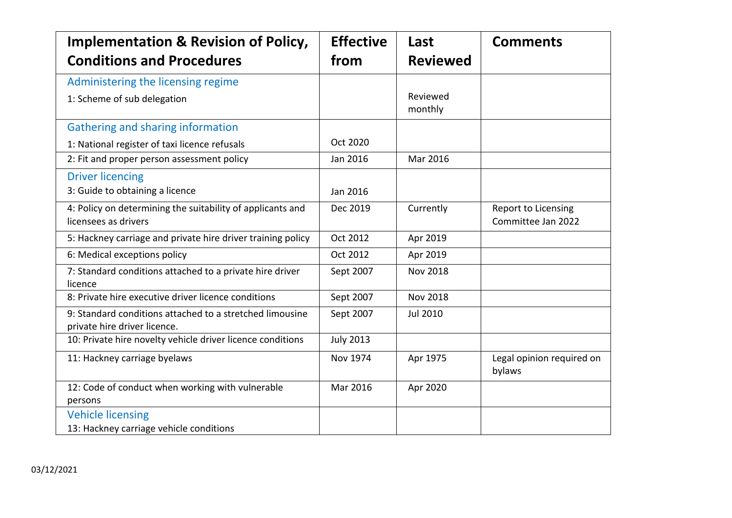| Implementation & Revision of Policy, Conditions and Procedures | Effective from | Last Reviewed | Comments |
|---|---|---|---|
| Administering the licensing regime<br>1: Scheme of sub delegation | | Reviewed monthly | |
| Gathering and sharing information<br>1: National register of taxi licence refusals | Oct 2020 | | |
| 2: Fit and proper person assessment policy | Jan 2016 | Mar 2016 | |
| Driver licencing<br>3: Guide to obtaining a licence | Jan 2016 | | |
| 4: Policy on determining the suitability of applicants and licensees as drivers | Dec 2019 | Currently | Report to Licensing Committee Jan 2022 |
| 5: Hackney carriage and private hire driver training policy | Oct 2012 | Apr 2019 | |
| 6: Medical exceptions policy | Oct 2012 | Apr 2019 | |
| 7: Standard conditions attached to a private hire driver licence | Sept 2007 | Nov 2018 | |
| 8: Private hire executive driver licence conditions | Sept 2007 | Nov 2018 | |
| 9: Standard conditions attached to a stretched limousine private hire driver licence. | Sept 2007 | Jul 2010 | |
| 10: Private hire novelty vehicle driver licence conditions | July 2013 | | |
| 11: Hackney carriage byelaws | Nov 1974 | Apr 1975 | Legal opinion required on bylaws |
| 12: Code of conduct when working with vulnerable persons | Mar 2016 | Apr 2020 | |
| Vehicle licensing<br>13: Hackney carriage vehicle conditions | | | |

03/12/2021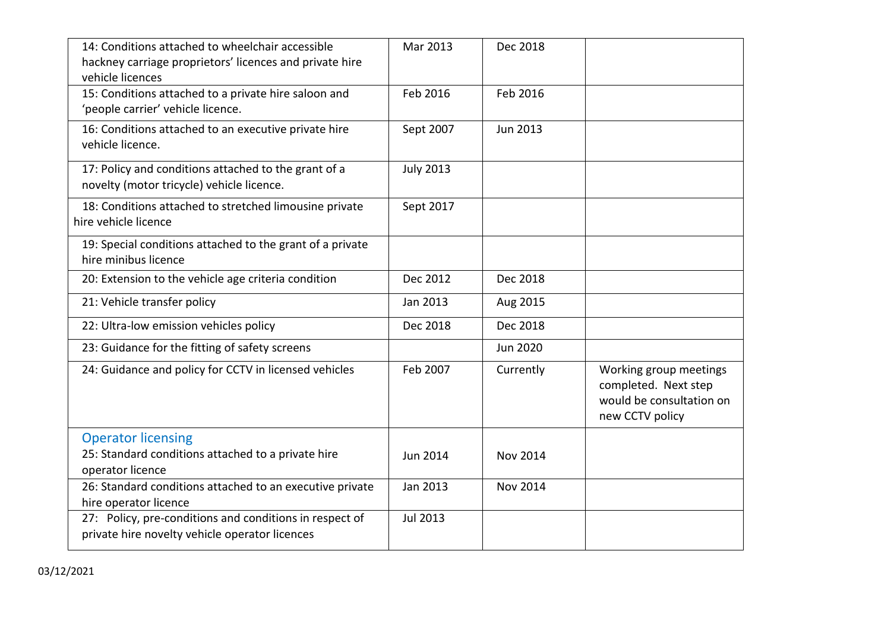| | | | |
|---|---|---|---|
| 14: Conditions attached to wheelchair accessible hackney carriage proprietors' licences and private hire vehicle licences | Mar 2013 | Dec 2018 | |
| 15: Conditions attached to a private hire saloon and 'people carrier' vehicle licence. | Feb 2016 | Feb 2016 | |
| 16: Conditions attached to an executive private hire vehicle licence. | Sept 2007 | Jun 2013 | |
| 17: Policy and conditions attached to the grant of a novelty (motor tricycle) vehicle licence. | July 2013 | | |
| 18: Conditions attached to stretched limousine private hire vehicle licence | Sept 2017 | | |
| 19: Special conditions attached to the grant of a private hire minibus licence | | | |
| 20: Extension to the vehicle age criteria condition | Dec 2012 | Dec 2018 | |
| 21: Vehicle transfer policy | Jan 2013 | Aug 2015 | |
| 22: Ultra-low emission vehicles policy | Dec 2018 | Dec 2018 | |
| 23: Guidance for the fitting of safety screens | | Jun 2020 | |
| 24: Guidance and policy for CCTV in licensed vehicles | Feb 2007 | Currently | Working group meetings completed. Next step would be consultation on new CCTV policy |
| **Operator licensing**<br>25: Standard conditions attached to a private hire operator licence | Jun 2014 | Nov 2014 | |
| 26: Standard conditions attached to an executive private hire operator licence | Jan 2013 | Nov 2014 | |
| 27: Policy, pre-conditions and conditions in respect of private hire novelty vehicle operator licences | Jul 2013 | | |

03/12/2021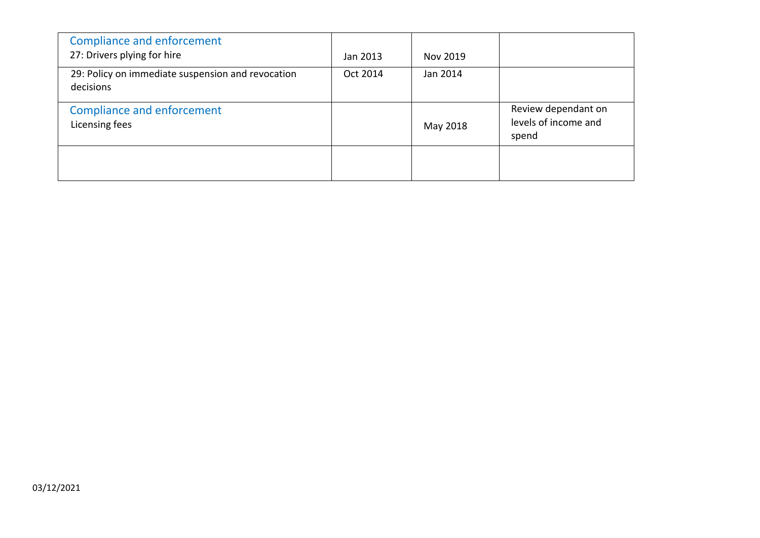| | | | |
|---|---|---|---|
| Compliance and enforcement<br>27: Drivers plying for hire | Jan 2013 | Nov 2019 | |
| 29: Policy on immediate suspension and revocation decisions | Oct 2014 | Jan 2014 | |
| Compliance and enforcement<br>Licensing fees | | May 2018 | Review dependant on levels of income and spend |
| | | | |

03/12/2021